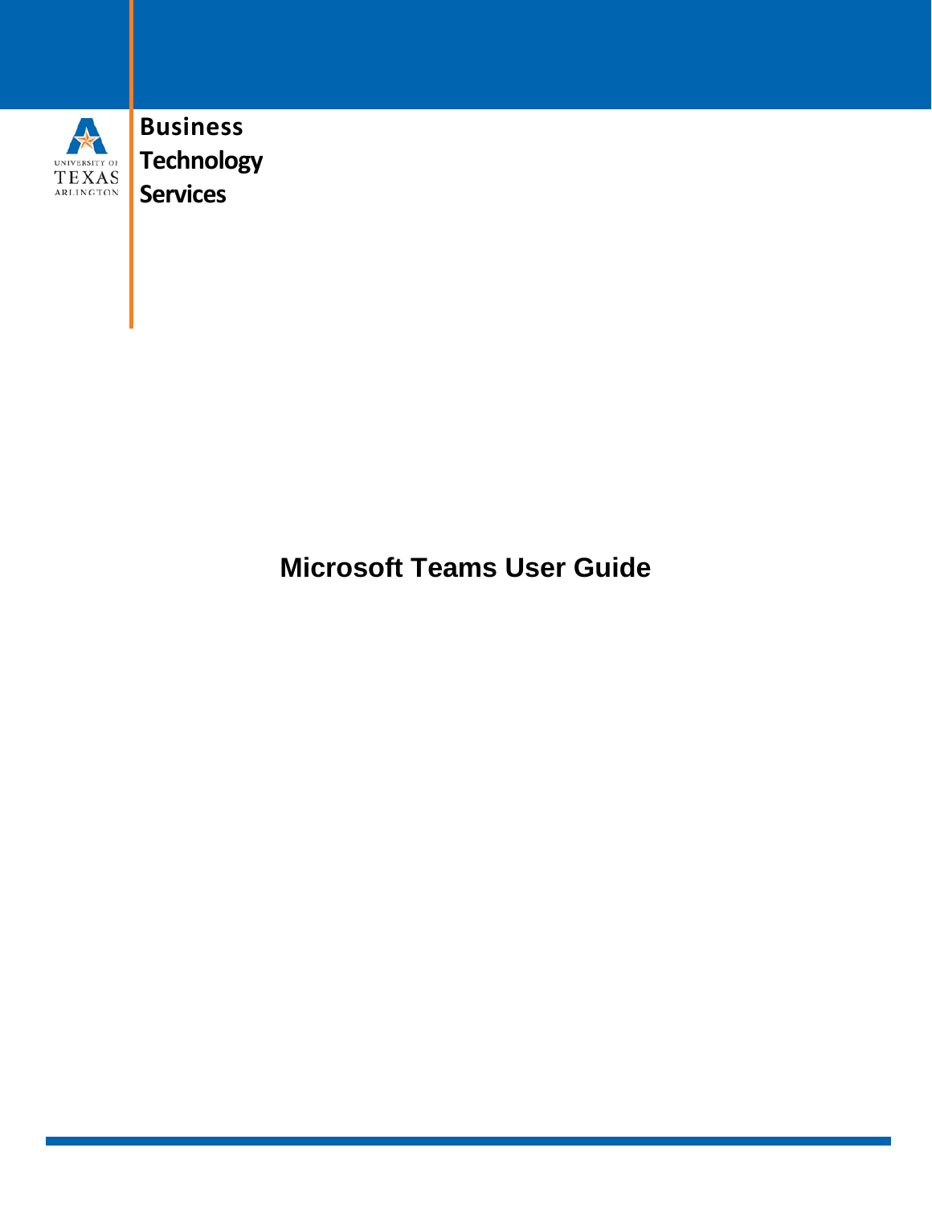UNIVERSITY OF TEXAS ARLINGTON

**Business Technology Services**

# Microsoft Teams User Guide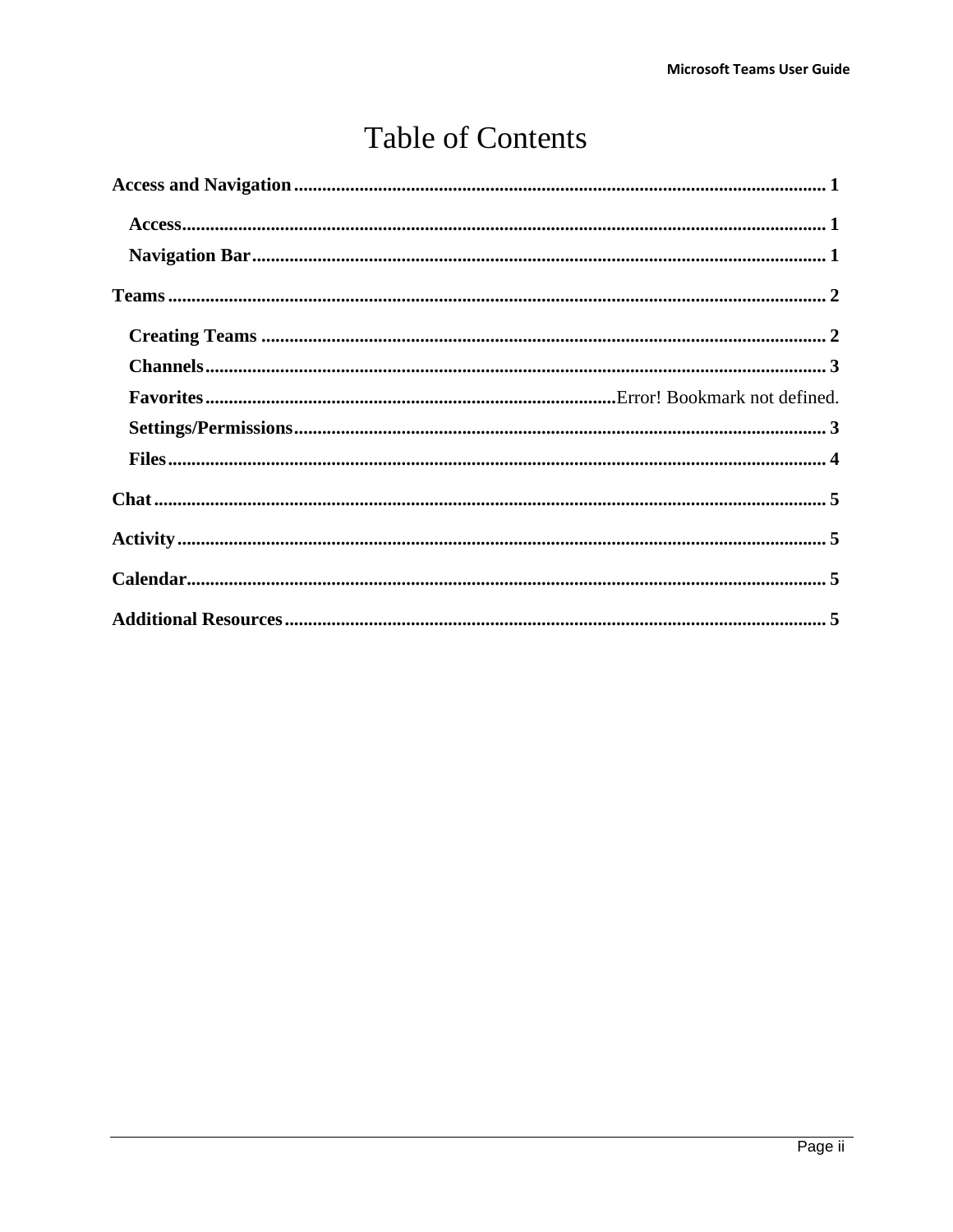# Table of Contents

**Access and Navigation** ........................................ 1

- **Access** ........................................ 1
- **Navigation Bar** ........................................ 1

**Teams** ........................................ 2

- **Creating Teams** ........................................ 2
- **Channels** ........................................ 3
- **Favorites** ........................................ Error! Bookmark not defined.
- **Settings/Permissions** ........................................ 3
- **Files** ........................................ 4

**Chat** ........................................ 5

**Activity** ........................................ 5

**Calendar** ........................................ 5

**Additional Resources** ........................................ 5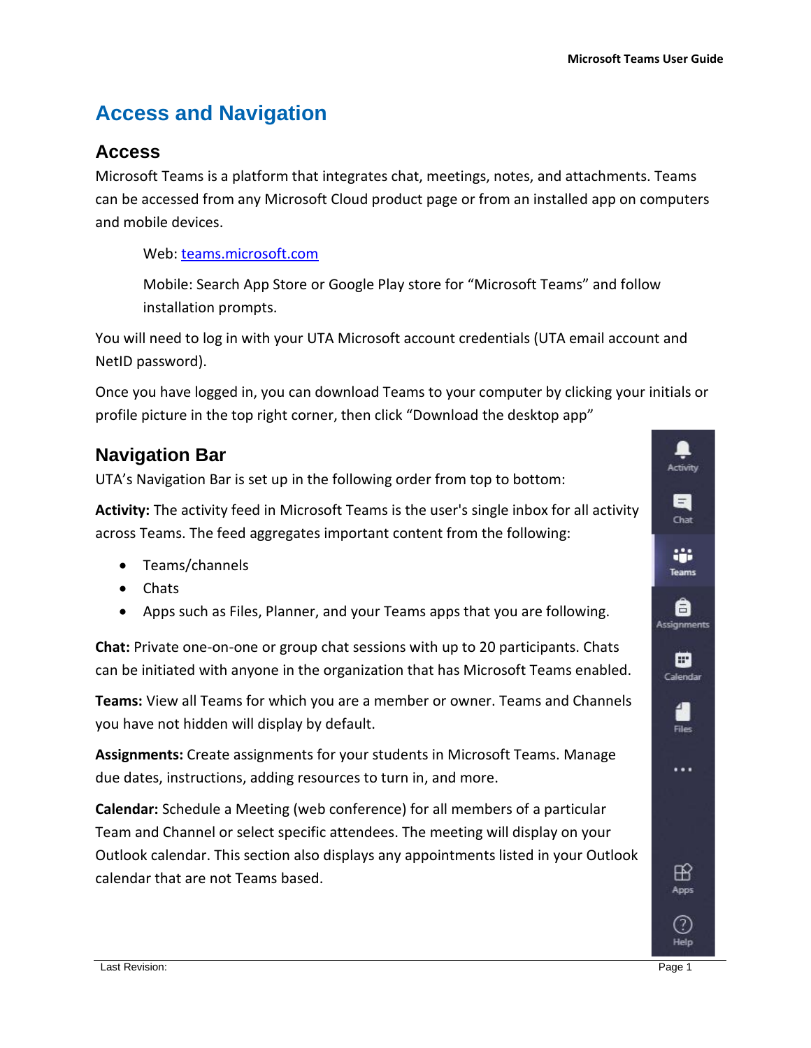# Access and Navigation

## Access

Microsoft Teams is a platform that integrates chat, meetings, notes, and attachments. Teams can be accessed from any Microsoft Cloud product page or from an installed app on computers and mobile devices.

Web: [teams.microsoft.com](teams.microsoft.com)

Mobile: Search App Store or Google Play store for "Microsoft Teams" and follow installation prompts.

You will need to log in with your UTA Microsoft account credentials (UTA email account and NetID password).

Once you have logged in, you can download Teams to your computer by clicking your initials or profile picture in the top right corner, then click "Download the desktop app"

## Navigation Bar

UTA's Navigation Bar is set up in the following order from top to bottom:

**Activity:** The activity feed in Microsoft Teams is the user's single inbox for all activity across Teams. The feed aggregates important content from the following:

- Teams/channels
- Chats
- Apps such as Files, Planner, and your Teams apps that you are following.

**Chat:** Private one-on-one or group chat sessions with up to 20 participants. Chats can be initiated with anyone in the organization that has Microsoft Teams enabled.

**Teams:** View all Teams for which you are a member or owner. Teams and Channels you have not hidden will display by default.

**Assignments:** Create assignments for your students in Microsoft Teams. Manage due dates, instructions, adding resources to turn in, and more.

**Calendar:** Schedule a Meeting (web conference) for all members of a particular Team and Channel or select specific attendees. The meeting will display on your Outlook calendar. This section also displays any appointments listed in your Outlook calendar that are not Teams based.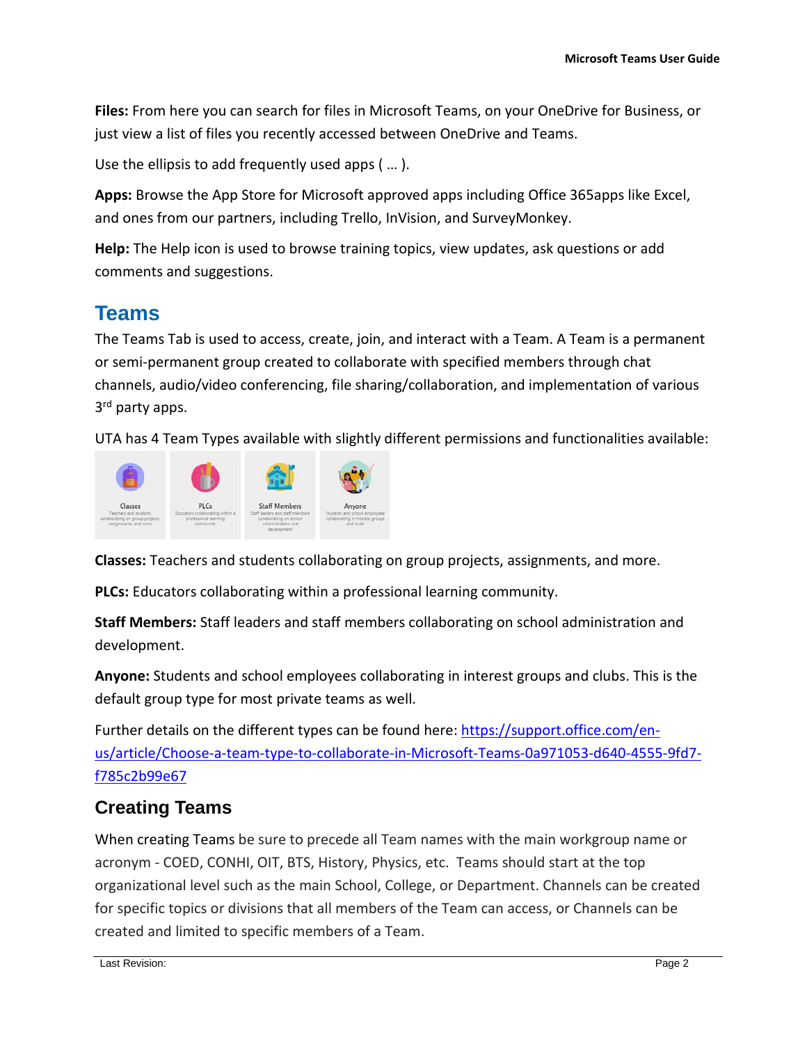**Files:** From here you can search for files in Microsoft Teams, on your OneDrive for Business, or just view a list of files you recently accessed between OneDrive and Teams.

Use the ellipsis to add frequently used apps ( … ).

**Apps:** Browse the App Store for Microsoft approved apps including Office 365apps like Excel, and ones from our partners, including Trello, InVision, and SurveyMonkey.

**Help:** The Help icon is used to browse training topics, view updates, ask questions or add comments and suggestions.

# Teams

The Teams Tab is used to access, create, join, and interact with a Team. A Team is a permanent or semi-permanent group created to collaborate with specified members through chat channels, audio/video conferencing, file sharing/collaboration, and implementation of various 3rd party apps.

UTA has 4 Team Types available with slightly different permissions and functionalities available:

**Classes:** Teachers and students collaborating on group projects, assignments, and more.

**PLCs:** Educators collaborating within a professional learning community.

**Staff Members:** Staff leaders and staff members collaborating on school administration and development.

**Anyone:** Students and school employees collaborating in interest groups and clubs. This is the default group type for most private teams as well.

Further details on the different types can be found here: https://support.office.com/en-us/article/Choose-a-team-type-to-collaborate-in-Microsoft-Teams-0a971053-d640-4555-9fd7-f785c2b99e67

## Creating Teams

When creating Teams be sure to precede all Team names with the main workgroup name or acronym - COED, CONHI, OIT, BTS, History, Physics, etc. Teams should start at the top organizational level such as the main School, College, or Department. Channels can be created for specific topics or divisions that all members of the Team can access, or Channels can be created and limited to specific members of a Team.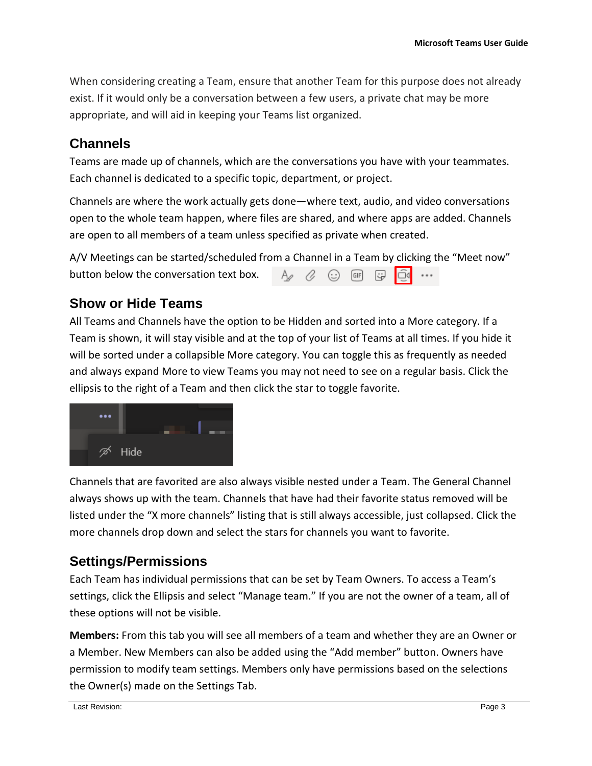When considering creating a Team, ensure that another Team for this purpose does not already exist. If it would only be a conversation between a few users, a private chat may be more appropriate, and will aid in keeping your Teams list organized.

## Channels

Teams are made up of channels, which are the conversations you have with your teammates. Each channel is dedicated to a specific topic, department, or project.

Channels are where the work actually gets done—where text, audio, and video conversations open to the whole team happen, where files are shared, and where apps are added. Channels are open to all members of a team unless specified as private when created.

A/V Meetings can be started/scheduled from a Channel in a Team by clicking the "Meet now" button below the conversation text box.

## Show or Hide Teams

All Teams and Channels have the option to be Hidden and sorted into a More category. If a Team is shown, it will stay visible and at the top of your list of Teams at all times. If you hide it will be sorted under a collapsible More category. You can toggle this as frequently as needed and always expand More to view Teams you may not need to see on a regular basis. Click the ellipsis to the right of a Team and then click the star to toggle favorite.

Channels that are favorited are also always visible nested under a Team. The General Channel always shows up with the team. Channels that have had their favorite status removed will be listed under the "X more channels" listing that is still always accessible, just collapsed. Click the more channels drop down and select the stars for channels you want to favorite.

## Settings/Permissions

Each Team has individual permissions that can be set by Team Owners. To access a Team's settings, click the Ellipsis and select "Manage team." If you are not the owner of a team, all of these options will not be visible.

**Members:** From this tab you will see all members of a team and whether they are an Owner or a Member. New Members can also be added using the "Add member" button. Owners have permission to modify team settings. Members only have permissions based on the selections the Owner(s) made on the Settings Tab.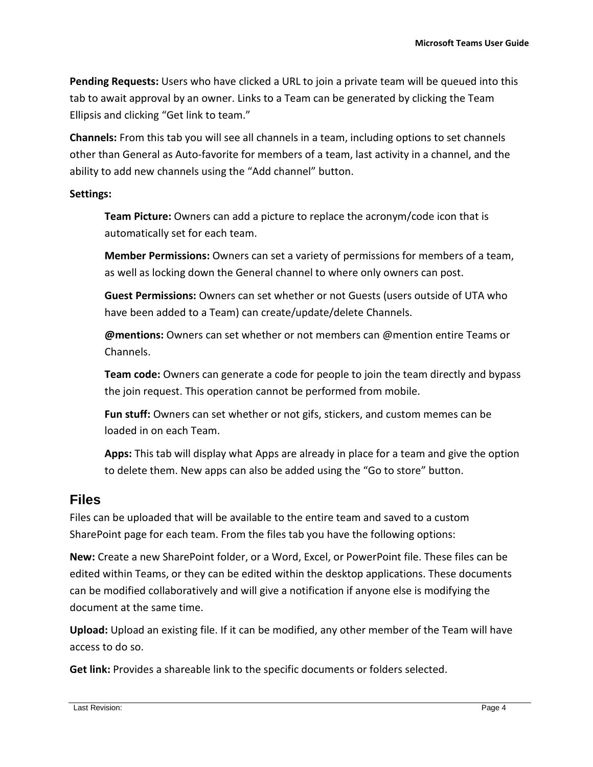**Pending Requests:** Users who have clicked a URL to join a private team will be queued into this tab to await approval by an owner. Links to a Team can be generated by clicking the Team Ellipsis and clicking "Get link to team."

**Channels:** From this tab you will see all channels in a team, including options to set channels other than General as Auto-favorite for members of a team, last activity in a channel, and the ability to add new channels using the "Add channel" button.

**Settings:**

> **Team Picture:** Owners can add a picture to replace the acronym/code icon that is automatically set for each team.
>
> **Member Permissions:** Owners can set a variety of permissions for members of a team, as well as locking down the General channel to where only owners can post.
>
> **Guest Permissions:** Owners can set whether or not Guests (users outside of UTA who have been added to a Team) can create/update/delete Channels.
>
> **@mentions:** Owners can set whether or not members can @mention entire Teams or Channels.
>
> **Team code:** Owners can generate a code for people to join the team directly and bypass the join request. This operation cannot be performed from mobile.
>
> **Fun stuff:** Owners can set whether or not gifs, stickers, and custom memes can be loaded in on each Team.
>
> **Apps:** This tab will display what Apps are already in place for a team and give the option to delete them. New apps can also be added using the "Go to store" button.

## Files

Files can be uploaded that will be available to the entire team and saved to a custom SharePoint page for each team. From the files tab you have the following options:

**New:** Create a new SharePoint folder, or a Word, Excel, or PowerPoint file. These files can be edited within Teams, or they can be edited within the desktop applications. These documents can be modified collaboratively and will give a notification if anyone else is modifying the document at the same time.

**Upload:** Upload an existing file. If it can be modified, any other member of the Team will have access to do so.

**Get link:** Provides a shareable link to the specific documents or folders selected.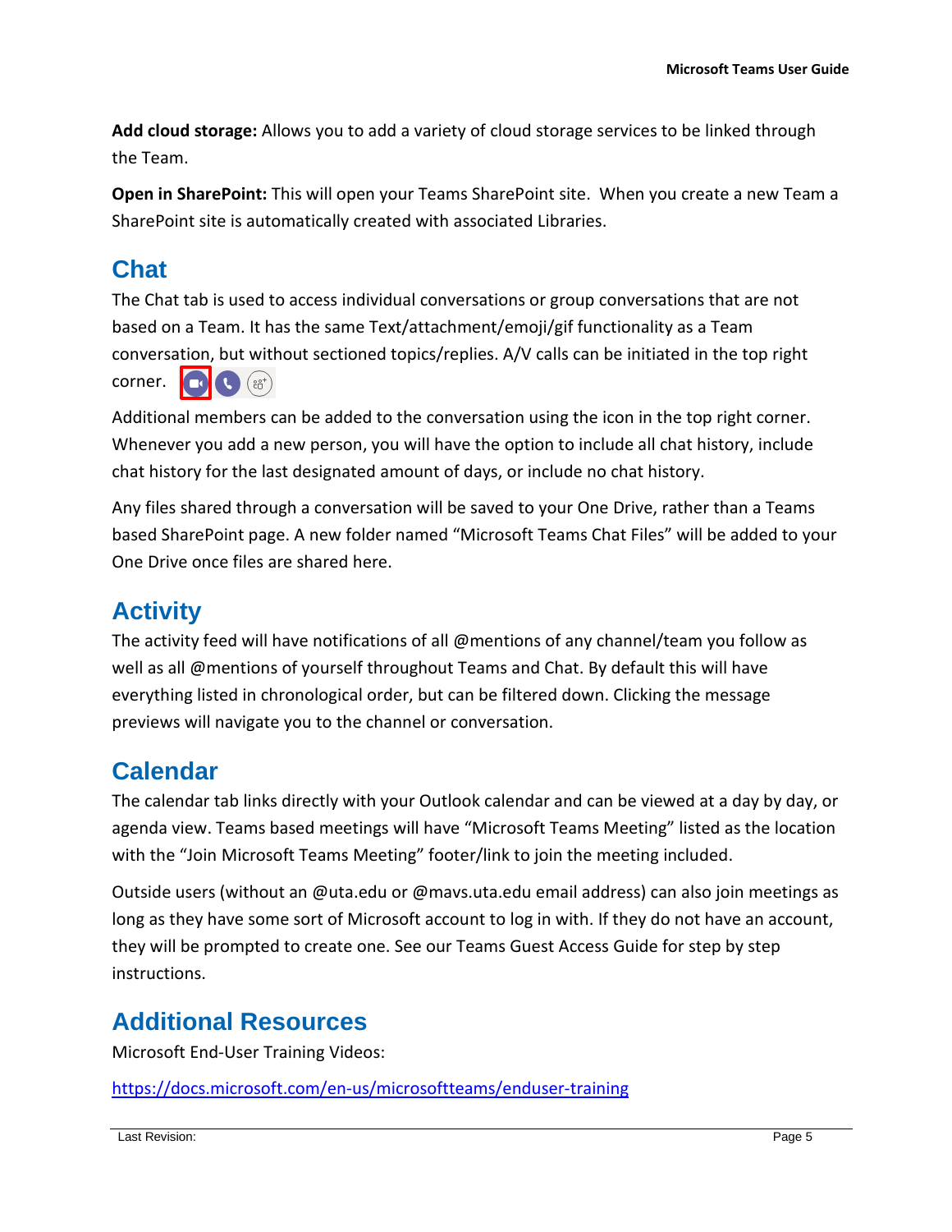**Add cloud storage:** Allows you to add a variety of cloud storage services to be linked through the Team.

**Open in SharePoint:** This will open your Teams SharePoint site. When you create a new Team a SharePoint site is automatically created with associated Libraries.

## Chat

The Chat tab is used to access individual conversations or group conversations that are not based on a Team. It has the same Text/attachment/emoji/gif functionality as a Team conversation, but without sectioned topics/replies. A/V calls can be initiated in the top right corner.

Additional members can be added to the conversation using the icon in the top right corner. Whenever you add a new person, you will have the option to include all chat history, include chat history for the last designated amount of days, or include no chat history.

Any files shared through a conversation will be saved to your One Drive, rather than a Teams based SharePoint page. A new folder named “Microsoft Teams Chat Files” will be added to your One Drive once files are shared here.

## Activity

The activity feed will have notifications of all @mentions of any channel/team you follow as well as all @mentions of yourself throughout Teams and Chat. By default this will have everything listed in chronological order, but can be filtered down. Clicking the message previews will navigate you to the channel or conversation.

## Calendar

The calendar tab links directly with your Outlook calendar and can be viewed at a day by day, or agenda view. Teams based meetings will have “Microsoft Teams Meeting” listed as the location with the “Join Microsoft Teams Meeting” footer/link to join the meeting included.

Outside users (without an @uta.edu or @mavs.uta.edu email address) can also join meetings as long as they have some sort of Microsoft account to log in with. If they do not have an account, they will be prompted to create one. See our Teams Guest Access Guide for step by step instructions.

## Additional Resources

Microsoft End-User Training Videos:

https://docs.microsoft.com/en-us/microsoftteams/enduser-training